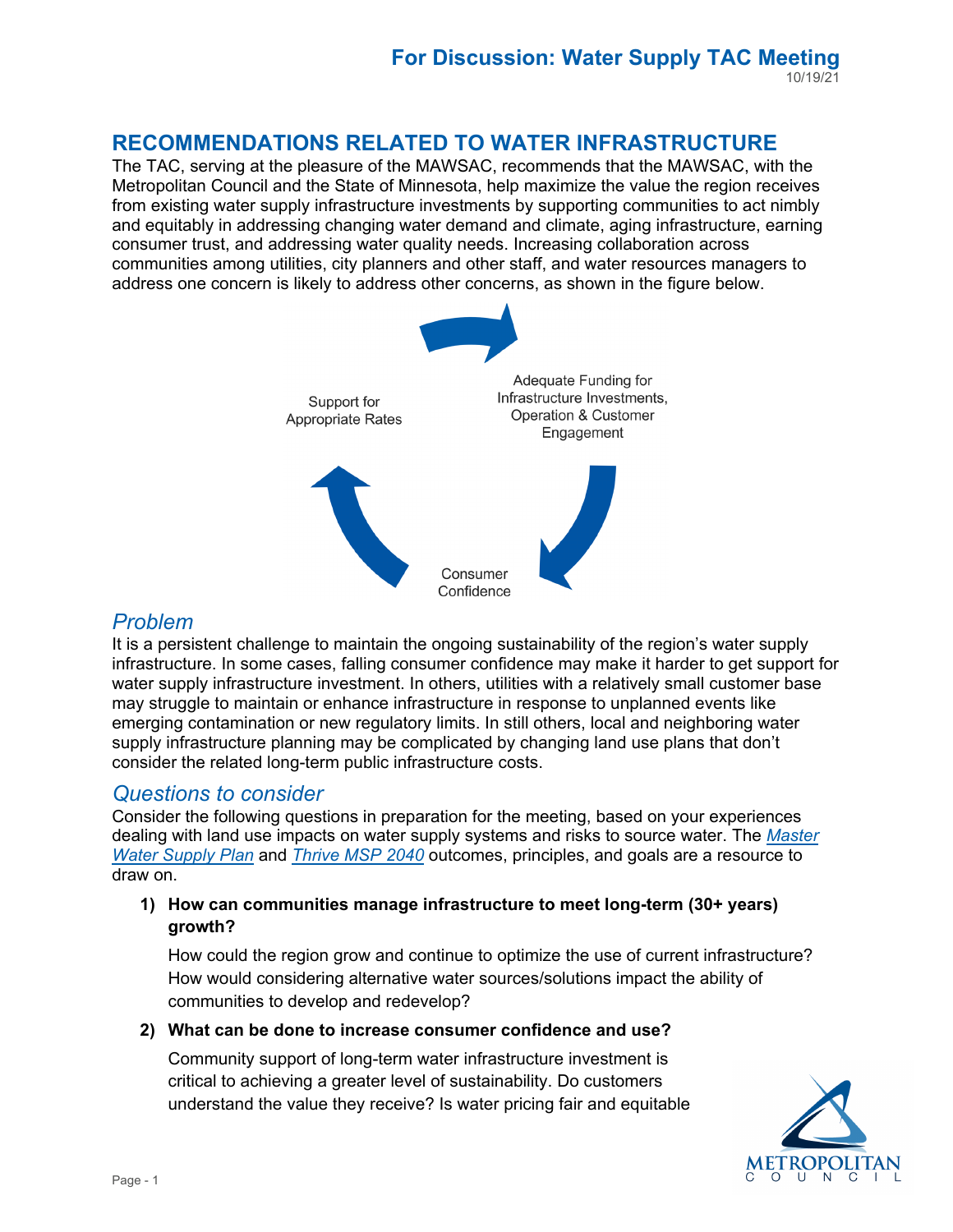For Discussion: Water Supply TAC Meeting
10/19/21

# RECOMMENDATIONS RELATED TO WATER INFRASTRUCTURE

The TAC, serving at the pleasure of the MAWSAC, recommends that the MAWSAC, with the Metropolitan Council and the State of Minnesota, help maximize the value the region receives from existing water supply infrastructure investments by supporting communities to act nimbly and equitably in addressing changing water demand and climate, aging infrastructure, earning consumer trust, and addressing water quality needs. Increasing collaboration across communities among utilities, city planners and other staff, and water resources managers to address one concern is likely to address other concerns, as shown in the figure below.

Support for Appropriate Rates

Adequate Funding for Infrastructure Investments, Operation & Customer Engagement

Consumer Confidence

## *Problem*

It is a persistent challenge to maintain the ongoing sustainability of the region's water supply infrastructure. In some cases, falling consumer confidence may make it harder to get support for water supply infrastructure investment. In others, utilities with a relatively small customer base may struggle to maintain or enhance infrastructure in response to unplanned events like emerging contamination or new regulatory limits. In still others, local and neighboring water supply infrastructure planning may be complicated by changing land use plans that don't consider the related long-term public infrastructure costs.

## *Questions to consider*

Consider the following questions in preparation for the meeting, based on your experiences dealing with land use impacts on water supply systems and risks to source water. The *Master Water Supply Plan* and *Thrive MSP 2040* outcomes, principles, and goals are a resource to draw on.

1) **How can communities manage infrastructure to meet long-term (30+ years) growth?**

   How could the region grow and continue to optimize the use of current infrastructure? How would considering alternative water sources/solutions impact the ability of communities to develop and redevelop?

2) **What can be done to increase consumer confidence and use?**

   Community support of long-term water infrastructure investment is critical to achieving a greater level of sustainability. Do customers understand the value they receive? Is water pricing fair and equitable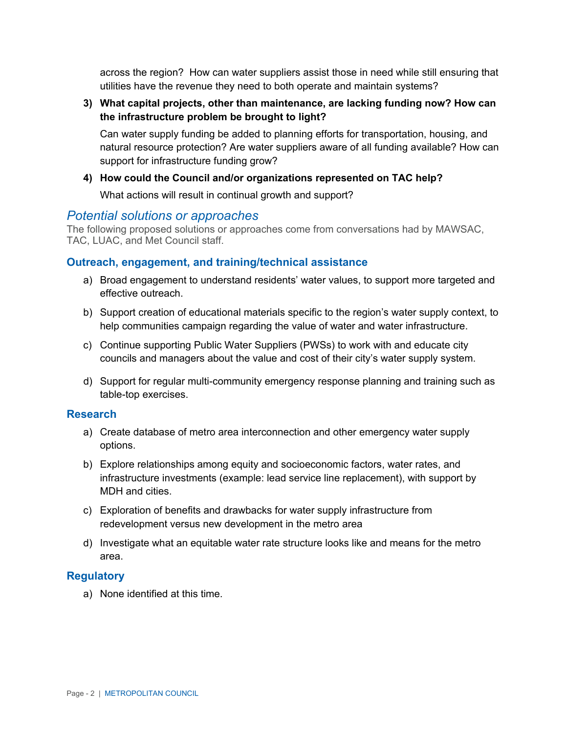across the region? How can water suppliers assist those in need while still ensuring that utilities have the revenue they need to both operate and maintain systems?

3) **What capital projects, other than maintenance, are lacking funding now? How can the infrastructure problem be brought to light?**

   Can water supply funding be added to planning efforts for transportation, housing, and natural resource protection? Are water suppliers aware of all funding available? How can support for infrastructure funding grow?

4) **How could the Council and/or organizations represented on TAC help?**

   What actions will result in continual growth and support?

## *Potential solutions or approaches*

The following proposed solutions or approaches come from conversations had by MAWSAC, TAC, LUAC, and Met Council staff.

### Outreach, engagement, and training/technical assistance

a) Broad engagement to understand residents' water values, to support more targeted and effective outreach.

b) Support creation of educational materials specific to the region's water supply context, to help communities campaign regarding the value of water and water infrastructure.

c) Continue supporting Public Water Suppliers (PWSs) to work with and educate city councils and managers about the value and cost of their city's water supply system.

d) Support for regular multi-community emergency response planning and training such as table-top exercises.

### Research

a) Create database of metro area interconnection and other emergency water supply options.

b) Explore relationships among equity and socioeconomic factors, water rates, and infrastructure investments (example: lead service line replacement), with support by MDH and cities.

c) Exploration of benefits and drawbacks for water supply infrastructure from redevelopment versus new development in the metro area

d) Investigate what an equitable water rate structure looks like and means for the metro area.

### Regulatory

a) None identified at this time.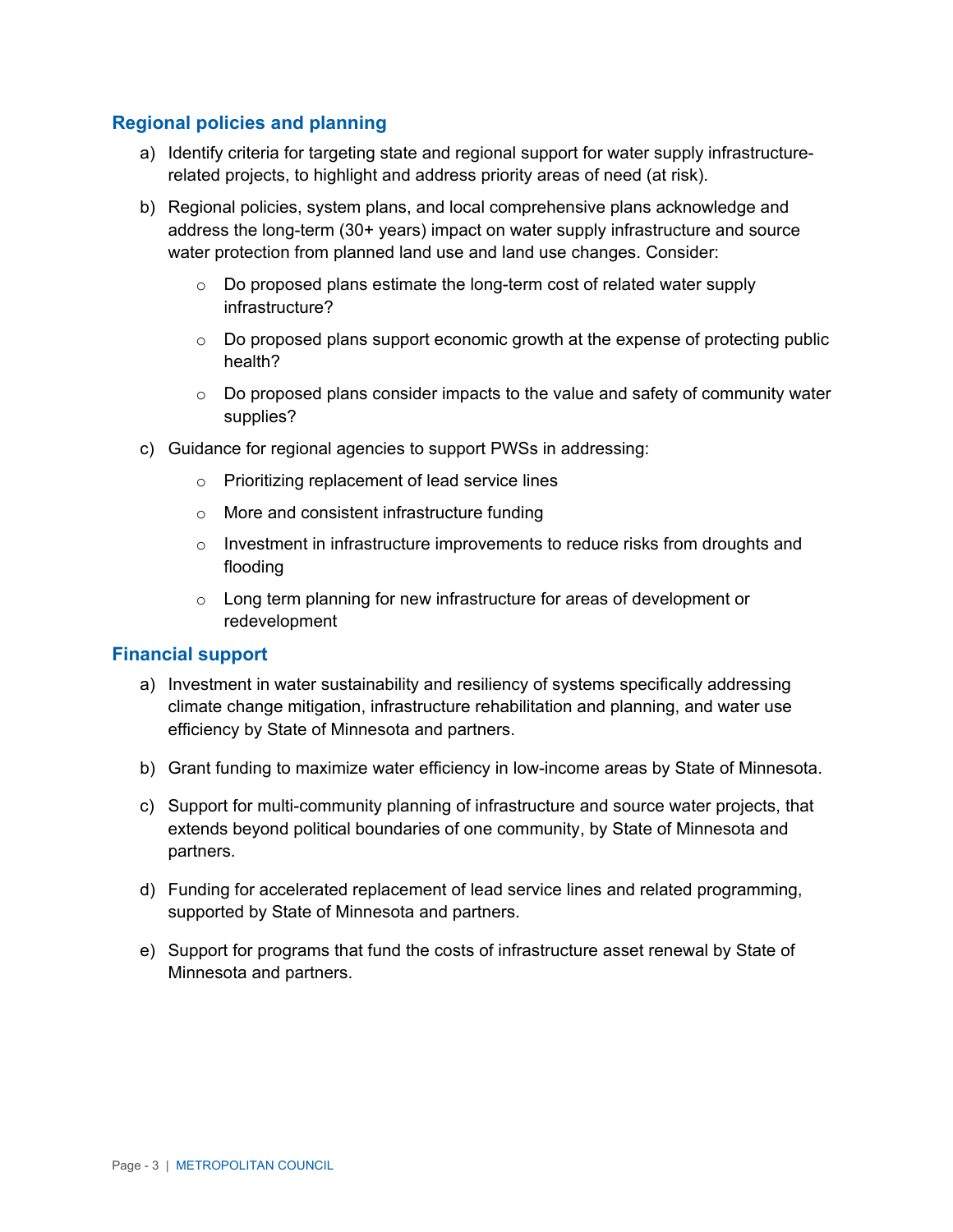## Regional policies and planning

a) Identify criteria for targeting state and regional support for water supply infrastructure-related projects, to highlight and address priority areas of need (at risk).

b) Regional policies, system plans, and local comprehensive plans acknowledge and address the long-term (30+ years) impact on water supply infrastructure and source water protection from planned land use and land use changes. Consider:

   - Do proposed plans estimate the long-term cost of related water supply infrastructure?
   - Do proposed plans support economic growth at the expense of protecting public health?
   - Do proposed plans consider impacts to the value and safety of community water supplies?

c) Guidance for regional agencies to support PWSs in addressing:

   - Prioritizing replacement of lead service lines
   - More and consistent infrastructure funding
   - Investment in infrastructure improvements to reduce risks from droughts and flooding
   - Long term planning for new infrastructure for areas of development or redevelopment

## Financial support

a) Investment in water sustainability and resiliency of systems specifically addressing climate change mitigation, infrastructure rehabilitation and planning, and water use efficiency by State of Minnesota and partners.

b) Grant funding to maximize water efficiency in low-income areas by State of Minnesota.

c) Support for multi-community planning of infrastructure and source water projects, that extends beyond political boundaries of one community, by State of Minnesota and partners.

d) Funding for accelerated replacement of lead service lines and related programming, supported by State of Minnesota and partners.

e) Support for programs that fund the costs of infrastructure asset renewal by State of Minnesota and partners.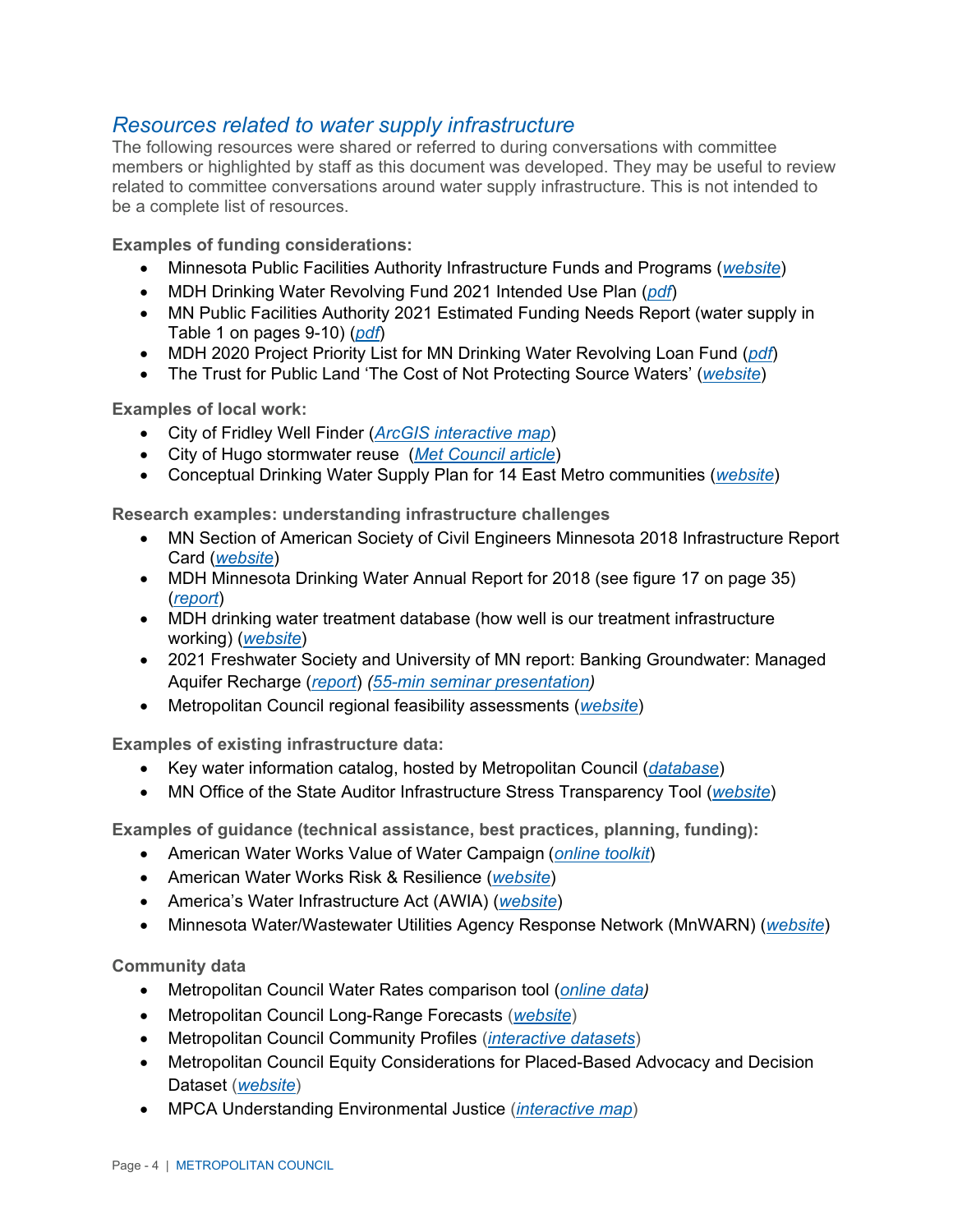## *Resources related to water supply infrastructure*

The following resources were shared or referred to during conversations with committee members or highlighted by staff as this document was developed. They may be useful to review related to committee conversations around water supply infrastructure. This is not intended to be a complete list of resources.

**Examples of funding considerations:**

- Minnesota Public Facilities Authority Infrastructure Funds and Programs (*website*)
- MDH Drinking Water Revolving Fund 2021 Intended Use Plan (*pdf*)
- MN Public Facilities Authority 2021 Estimated Funding Needs Report (water supply in Table 1 on pages 9-10) (*pdf*)
- MDH 2020 Project Priority List for MN Drinking Water Revolving Loan Fund (*pdf*)
- The Trust for Public Land 'The Cost of Not Protecting Source Waters' (*website*)

**Examples of local work:**

- City of Fridley Well Finder (*ArcGIS interactive map*)
- City of Hugo stormwater reuse (*Met Council article*)
- Conceptual Drinking Water Supply Plan for 14 East Metro communities (*website*)

**Research examples: understanding infrastructure challenges**

- MN Section of American Society of Civil Engineers Minnesota 2018 Infrastructure Report Card (*website*)
- MDH Minnesota Drinking Water Annual Report for 2018 (see figure 17 on page 35) (*report*)
- MDH drinking water treatment database (how well is our treatment infrastructure working) (*website*)
- 2021 Freshwater Society and University of MN report: Banking Groundwater: Managed Aquifer Recharge (*report*) *(55-min seminar presentation)*
- Metropolitan Council regional feasibility assessments (*website*)

**Examples of existing infrastructure data:**

- Key water information catalog, hosted by Metropolitan Council (*database*)
- MN Office of the State Auditor Infrastructure Stress Transparency Tool (*website*)

**Examples of guidance (technical assistance, best practices, planning, funding):**

- American Water Works Value of Water Campaign (*online toolkit*)
- American Water Works Risk & Resilience (*website*)
- America's Water Infrastructure Act (AWIA) (*website*)
- Minnesota Water/Wastewater Utilities Agency Response Network (MnWARN) (*website*)

**Community data**

- Metropolitan Council Water Rates comparison tool (*online data)*
- Metropolitan Council Long-Range Forecasts (*website*)
- Metropolitan Council Community Profiles (*interactive datasets*)
- Metropolitan Council Equity Considerations for Placed-Based Advocacy and Decision Dataset (*website*)
- MPCA Understanding Environmental Justice (*interactive map*)